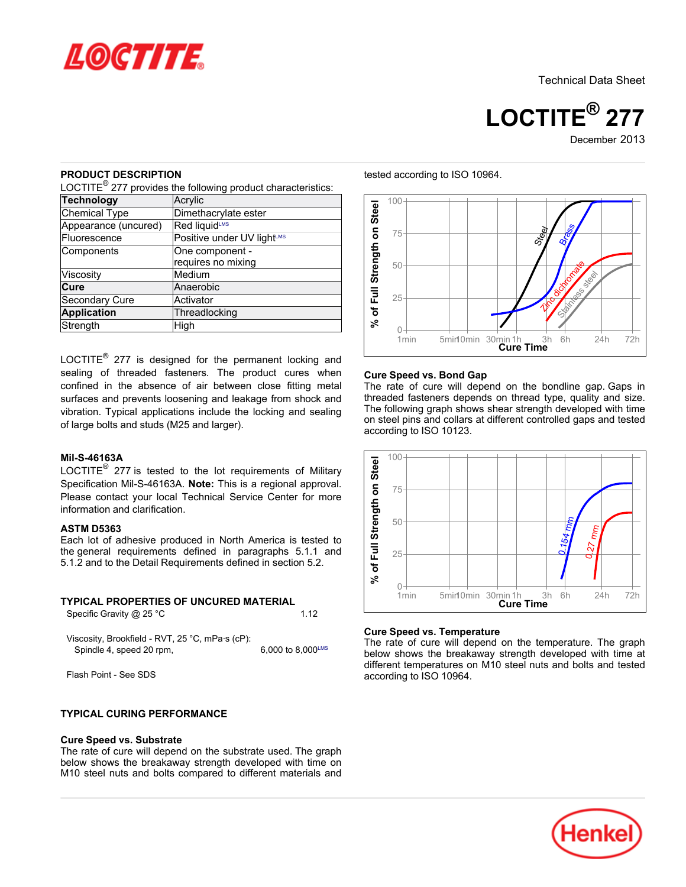Technical Data Sheet

# LOCTITE® 277

December 2013

## PRODUCT DESCRIPTION

LOCTITE® 277 provides the following product characteristics:

| **Technology** | Acrylic |
|---|---|
| Chemical Type | Dimethacrylate ester |
| Appearance (uncured) | Red liquidLMS |
| Fluorescence | Positive under UV lightLMS |
| Components | One component - requires no mixing |
| Viscosity | Medium |
| **Cure** | Anaerobic |
| Secondary Cure | Activator |
| **Application** | Threadlocking |
| Strength | High |

LOCTITE® 277 is designed for the permanent locking and sealing of threaded fasteners. The product cures when confined in the absence of air between close fitting metal surfaces and prevents loosening and leakage from shock and vibration. Typical applications include the locking and sealing of large bolts and studs (M25 and larger).

### Mil-S-46163A

LOCTITE® 277 is tested to the lot requirements of Military Specification Mil-S-46163A. **Note:** This is a regional approval. Please contact your local Technical Service Center for more information and clarification.

### ASTM D5363

Each lot of adhesive produced in North America is tested to the general requirements defined in paragraphs 5.1.1 and 5.1.2 and to the Detail Requirements defined in section 5.2.

## TYPICAL PROPERTIES OF UNCURED MATERIAL

Specific Gravity @ 25 °C 1.12

Viscosity, Brookfield - RVT, 25 °C, mPa·s (cP):
Spindle 4, speed 20 rpm, 6,000 to 8,000LMS

Flash Point - See SDS

## TYPICAL CURING PERFORMANCE

### Cure Speed vs. Substrate

The rate of cure will depend on the substrate used. The graph below shows the breakaway strength developed with time on M10 steel nuts and bolts compared to different materials and tested according to ISO 10964.

### Cure Speed vs. Bond Gap

The rate of cure will depend on the bondline gap. Gaps in threaded fasteners depends on thread type, quality and size. The following graph shows shear strength developed with time on steel pins and collars at different controlled gaps and tested according to ISO 10123.

### Cure Speed vs. Temperature

The rate of cure will depend on the temperature. The graph below shows the breakaway strength developed with time at different temperatures on M10 steel nuts and bolts and tested according to ISO 10964.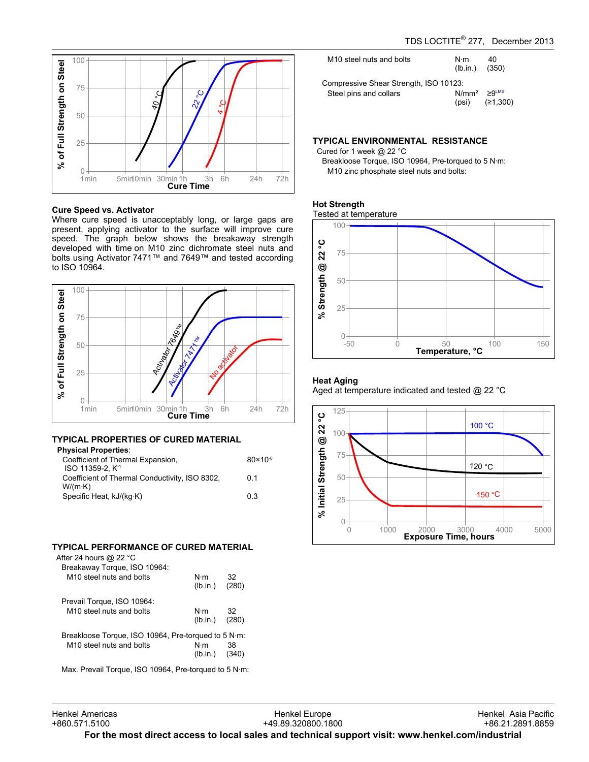Cure Speed vs. Activator

Where cure speed is unacceptably long, or large gaps are present, applying activator to the surface will improve cure speed. The graph below shows the breakaway strength developed with time on M10 zinc dichromate steel nuts and bolts using Activator 7471™ and 7649™ and tested according to ISO 10964.

## TYPICAL PROPERTIES OF CURED MATERIAL

**Physical Properties**:

| | |
|---|---|
| Coefficient of Thermal Expansion, ISO 11359-2, $K^{-1}$ | $80×10^{-6}$ |
| Coefficient of Thermal Conductivity, ISO 8302, W/(m·K) | 0.1 |
| Specific Heat, kJ/(kg·K) | 0.3 |

## TYPICAL PERFORMANCE OF CURED MATERIAL

After 24 hours @ 22 °C

Breakaway Torque, ISO 10964:

| | | |
|---|---|---|
| M10 steel nuts and bolts | N·m (lb.in.) | 32 (280) |

Prevail Torque, ISO 10964:

| | | |
|---|---|---|
| M10 steel nuts and bolts | N·m (lb.in.) | 32 (280) |

Breakloose Torque, ISO 10964, Pre-torqued to 5 N·m:

| | | |
|---|---|---|
| M10 steel nuts and bolts | N·m (lb.in.) | 38 (340) |

Max. Prevail Torque, ISO 10964, Pre-torqued to 5 N·m:

| | | |
|---|---|---|
| M10 steel nuts and bolts | N·m (lb.in.) | 40 (350) |

Compressive Shear Strength, ISO 10123:

| | | |
|---|---|---|
| Steel pins and collars | N/mm² (psi) | ≥9[LMS] (≥1,300) |

## TYPICAL ENVIRONMENTAL RESISTANCE

Cured for 1 week @ 22 °C

Breakloose Torque, ISO 10964, Pre-torqued to 5 N·m:

M10 zinc phosphate steel nuts and bolts:

### Hot Strength

Tested at temperature

### Heat Aging

Aged at temperature indicated and tested @ 22 °C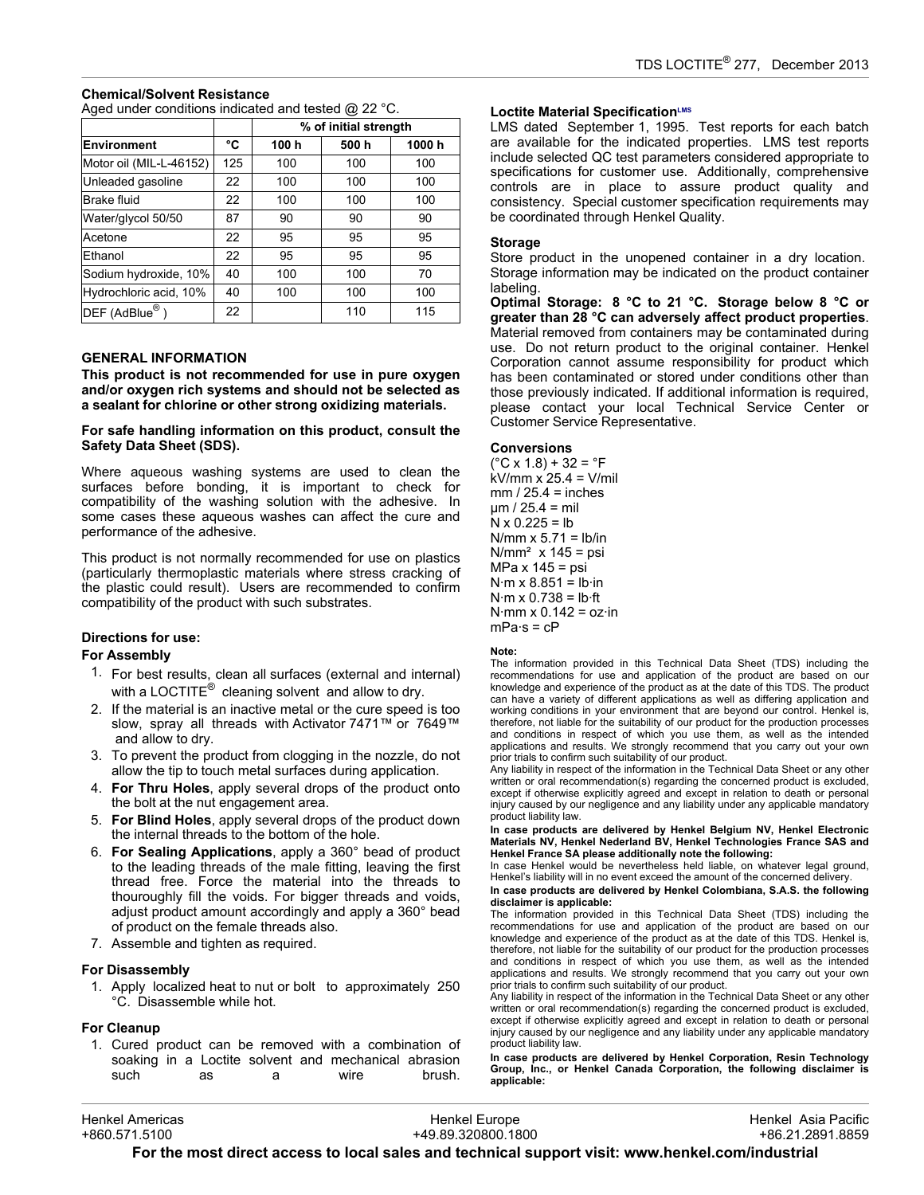### Chemical/Solvent Resistance

Aged under conditions indicated and tested @ 22 °C.

| | | % of initial strength | | |
|---|---|---|---|---|
| **Environment** | **°C** | **100 h** | **500 h** | **1000 h** |
| Motor oil (MIL-L-46152) | 125 | 100 | 100 | 100 |
| Unleaded gasoline | 22 | 100 | 100 | 100 |
| Brake fluid | 22 | 100 | 100 | 100 |
| Water/glycol 50/50 | 87 | 90 | 90 | 90 |
| Acetone | 22 | 95 | 95 | 95 |
| Ethanol | 22 | 95 | 95 | 95 |
| Sodium hydroxide, 10% | 40 | 100 | 100 | 70 |
| Hydrochloric acid, 10% | 40 | 100 | 100 | 100 |
| DEF (AdBlue®) | 22 | | 110 | 115 |

## GENERAL INFORMATION

**This product is not recommended for use in pure oxygen and/or oxygen rich systems and should not be selected as a sealant for chlorine or other strong oxidizing materials.**

**For safe handling information on this product, consult the Safety Data Sheet (SDS).**

Where aqueous washing systems are used to clean the surfaces before bonding, it is important to check for compatibility of the washing solution with the adhesive. In some cases these aqueous washes can affect the cure and performance of the adhesive.

This product is not normally recommended for use on plastics (particularly thermoplastic materials where stress cracking of the plastic could result). Users are recommended to confirm compatibility of the product with such substrates.

### Directions for use:

### For Assembly

1. For best results, clean all surfaces (external and internal) with a LOCTITE® cleaning solvent and allow to dry.
2. If the material is an inactive metal or the cure speed is too slow, spray all threads with Activator 7471™ or 7649™ and allow to dry.
3. To prevent the product from clogging in the nozzle, do not allow the tip to touch metal surfaces during application.
4. **For Thru Holes**, apply several drops of the product onto the bolt at the nut engagement area.
5. **For Blind Holes**, apply several drops of the product down the internal threads to the bottom of the hole.
6. **For Sealing Applications**, apply a 360° bead of product to the leading threads of the male fitting, leaving the first thread free. Force the material into the threads to thouroughly fill the voids. For bigger threads and voids, adjust product amount accordingly and apply a 360° bead of product on the female threads also.
7. Assemble and tighten as required.

### For Disassembly

1. Apply localized heat to nut or bolt to approximately 250 °C. Disassemble while hot.

### For Cleanup

1. Cured product can be removed with a combination of soaking in a Loctite solvent and mechanical abrasion such as a wire brush.

### Loctite Material Specification[LMS]

LMS dated September 1, 1995. Test reports for each batch are available for the indicated properties. LMS test reports include selected QC test parameters considered appropriate to specifications for customer use. Additionally, comprehensive controls are in place to assure product quality and consistency. Special customer specification requirements may be coordinated through Henkel Quality.

### Storage

Store product in the unopened container in a dry location. Storage information may be indicated on the product container labeling.

**Optimal Storage: 8 °C to 21 °C. Storage below 8 °C or greater than 28 °C can adversely affect product properties**. Material removed from containers may be contaminated during use. Do not return product to the original container. Henkel Corporation cannot assume responsibility for product which has been contaminated or stored under conditions other than those previously indicated. If additional information is required, please contact your local Technical Service Center or Customer Service Representative.

### Conversions

(°C x 1.8) + 32 = °F
kV/mm x 25.4 = V/mil
mm / 25.4 = inches
µm / 25.4 = mil
N x 0.225 = lb
N/mm x 5.71 = lb/in
N/mm² x 145 = psi
MPa x 145 = psi
N·m x 8.851 = lb·in
N·m x 0.738 = lb·ft
N·mm x 0.142 = oz·in
mPa·s = cP

**Note:**

The information provided in this Technical Data Sheet (TDS) including the recommendations for use and application of the product are based on our knowledge and experience of the product as at the date of this TDS. The product can have a variety of different applications as well as differing application and working conditions in your environment that are beyond our control. Henkel is, therefore, not liable for the suitability of our product for the production processes and conditions in respect of which you use them, as well as the intended applications and results. We strongly recommend that you carry out your own prior trials to confirm such suitability of our product.

Any liability in respect of the information in the Technical Data Sheet or any other written or oral recommendation(s) regarding the concerned product is excluded, except if otherwise explicitly agreed and except in relation to death or personal injury caused by our negligence and any liability under any applicable mandatory product liability law.

**In case products are delivered by Henkel Belgium NV, Henkel Electronic Materials NV, Henkel Nederland BV, Henkel Technologies France SAS and Henkel France SA please additionally note the following:**

In case Henkel would be nevertheless held liable, on whatever legal ground, Henkel's liability will in no event exceed the amount of the concerned delivery.

**In case products are delivered by Henkel Colombiana, S.A.S. the following disclaimer is applicable:**

The information provided in this Technical Data Sheet (TDS) including the recommendations for use and application of the product are based on our knowledge and experience of the product as at the date of this TDS. Henkel is, therefore, not liable for the suitability of our product for the production processes and conditions in respect of which you use them, as well as the intended applications and results. We strongly recommend that you carry out your own prior trials to confirm such suitability of our product.

Any liability in respect of the information in the Technical Data Sheet or any other written or oral recommendation(s) regarding the concerned product is excluded, except if otherwise explicitly agreed and except in relation to death or personal injury caused by our negligence and any liability under any applicable mandatory product liability law.

**In case products are delivered by Henkel Corporation, Resin Technology Group, Inc., or Henkel Canada Corporation, the following disclaimer is applicable:**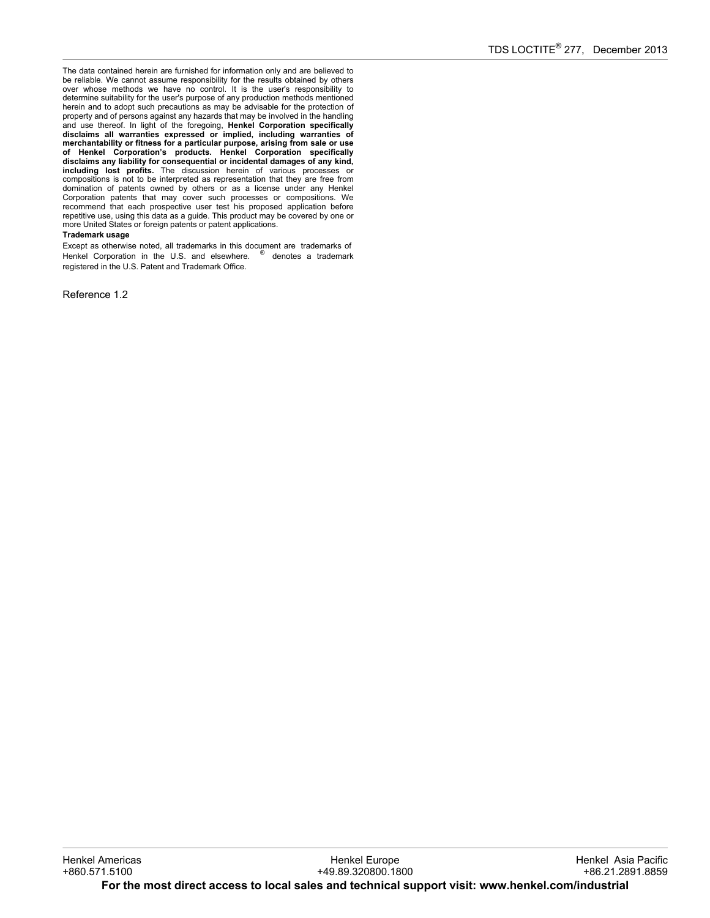The data contained herein are furnished for information only and are believed to be reliable. We cannot assume responsibility for the results obtained by others over whose methods we have no control. It is the user's responsibility to determine suitability for the user's purpose of any production methods mentioned herein and to adopt such precautions as may be advisable for the protection of property and of persons against any hazards that may be involved in the handling and use thereof. In light of the foregoing, **Henkel Corporation specifically disclaims all warranties expressed or implied, including warranties of merchantability or fitness for a particular purpose, arising from sale or use of Henkel Corporation's products. Henkel Corporation specifically disclaims any liability for consequential or incidental damages of any kind, including lost profits.** The discussion herein of various processes or compositions is not to be interpreted as representation that they are free from domination of patents owned by others or as a license under any Henkel Corporation patents that may cover such processes or compositions. We recommend that each prospective user test his proposed application before repetitive use, using this data as a guide. This product may be covered by one or more United States or foreign patents or patent applications.

**Trademark usage**

Except as otherwise noted, all trademarks in this document are trademarks of Henkel Corporation in the U.S. and elsewhere. ® denotes a trademark registered in the U.S. Patent and Trademark Office.

Reference 1.2

Henkel Americas
+860.571.5100

Henkel Europe
+49.89.320800.1800

Henkel Asia Pacific
+86.21.2891.8859

**For the most direct access to local sales and technical support visit: www.henkel.com/industrial**